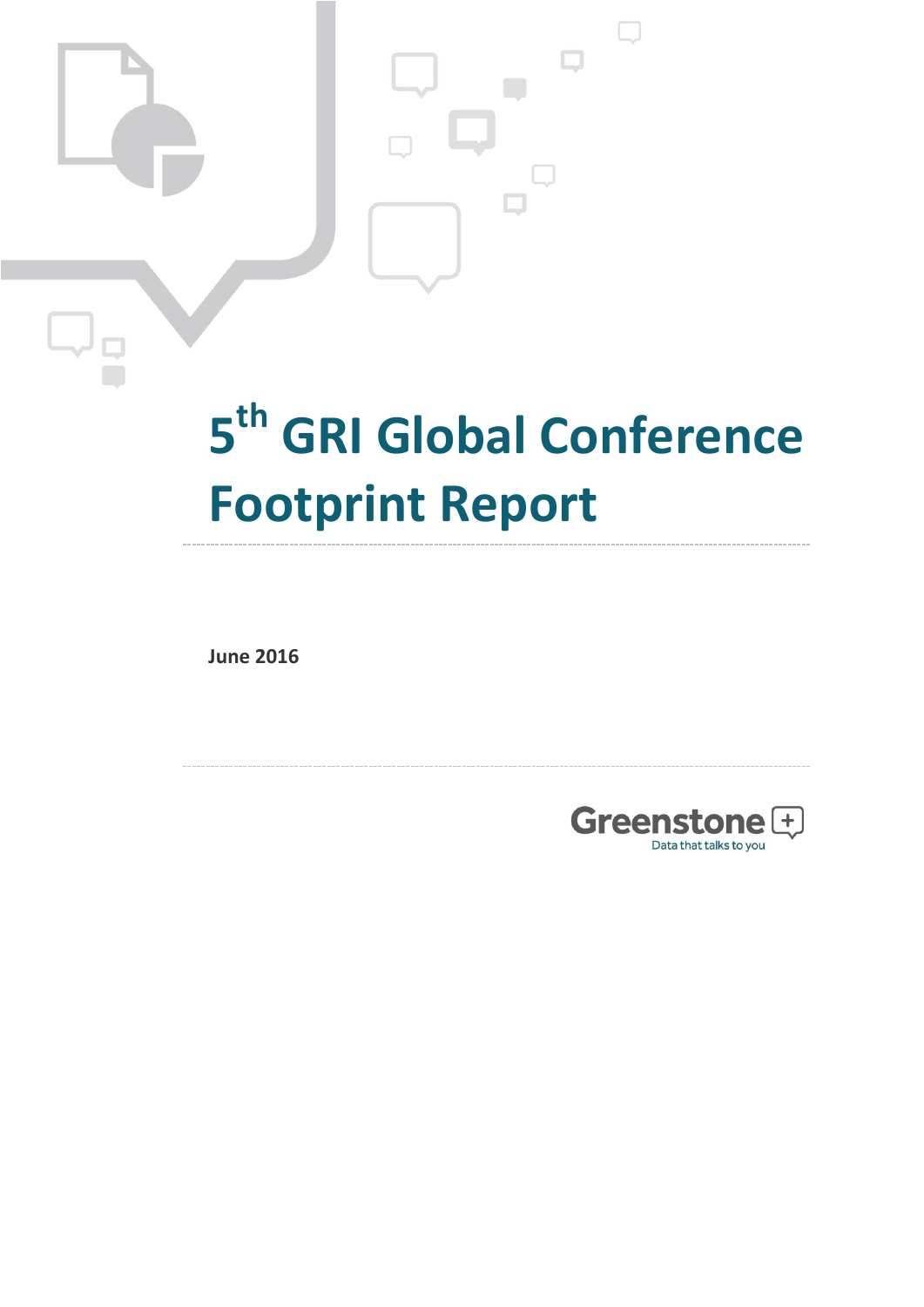# 5th GRI Global Conference Footprint Report

**June 2016**

Greenstone

Data that talks to you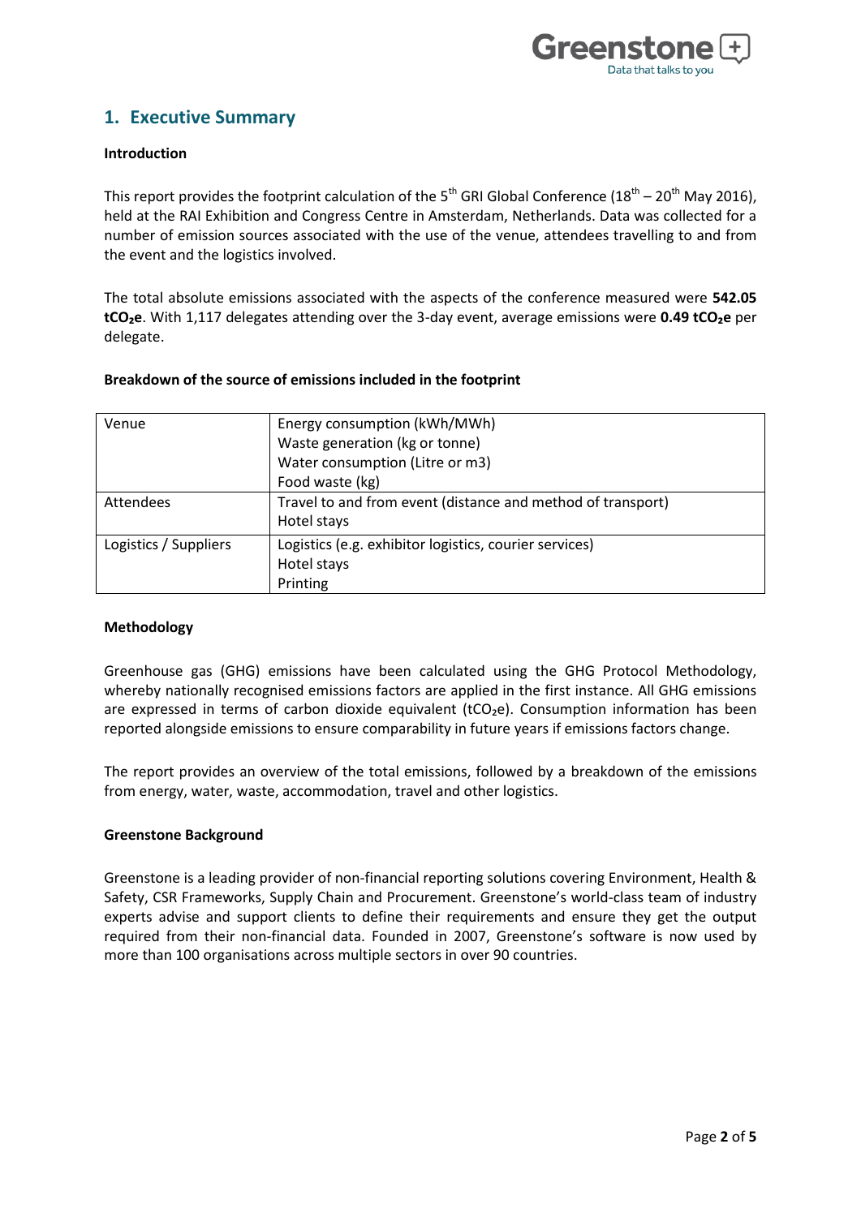## 1. Executive Summary

**Introduction**

This report provides the footprint calculation of the 5th GRI Global Conference (18th – 20th May 2016), held at the RAI Exhibition and Congress Centre in Amsterdam, Netherlands. Data was collected for a number of emission sources associated with the use of the venue, attendees travelling to and from the event and the logistics involved.

The total absolute emissions associated with the aspects of the conference measured were **542.05 $tCO_2e$**. With 1,117 delegates attending over the 3-day event, average emissions were **0.49 $tCO_2e$** per delegate.

**Breakdown of the source of emissions included in the footprint**

| | |
|---|---|
| Venue | Energy consumption (kWh/MWh)<br>Waste generation (kg or tonne)<br>Water consumption (Litre or m3)<br>Food waste (kg) |
| Attendees | Travel to and from event (distance and method of transport)<br>Hotel stays |
| Logistics / Suppliers | Logistics (e.g. exhibitor logistics, courier services)<br>Hotel stays<br>Printing |

**Methodology**

Greenhouse gas (GHG) emissions have been calculated using the GHG Protocol Methodology, whereby nationally recognised emissions factors are applied in the first instance. All GHG emissions are expressed in terms of carbon dioxide equivalent ($tCO_2e$). Consumption information has been reported alongside emissions to ensure comparability in future years if emissions factors change.

The report provides an overview of the total emissions, followed by a breakdown of the emissions from energy, water, waste, accommodation, travel and other logistics.

**Greenstone Background**

Greenstone is a leading provider of non-financial reporting solutions covering Environment, Health & Safety, CSR Frameworks, Supply Chain and Procurement. Greenstone's world-class team of industry experts advise and support clients to define their requirements and ensure they get the output required from their non-financial data. Founded in 2007, Greenstone's software is now used by more than 100 organisations across multiple sectors in over 90 countries.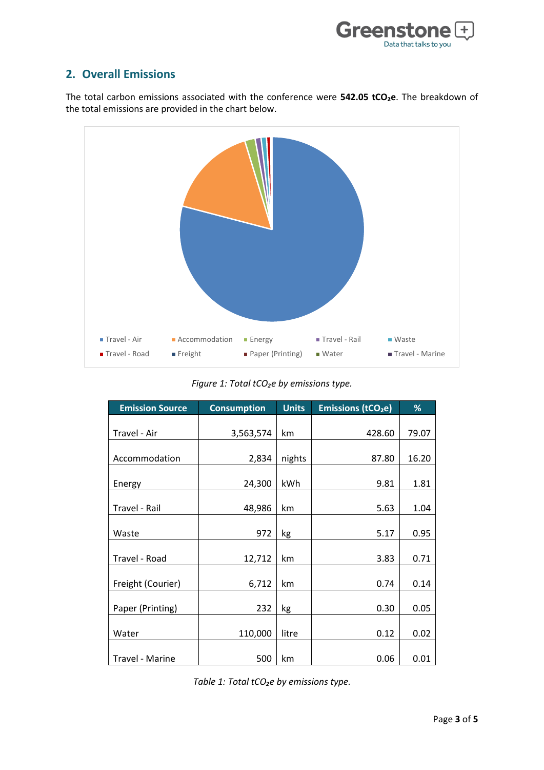## 2. Overall Emissions

The total carbon emissions associated with the conference were **542.05 $tCO_2e$**. The breakdown of the total emissions are provided in the chart below.

*Figure 1: Total $tCO_2e$ by emissions type.*

| Emission Source | Consumption | Units | Emissions ($tCO_2e$) | % |
|---|---|---|---|---|
| Travel - Air | 3,563,574 | km | 428.60 | 79.07 |
| Accommodation | 2,834 | nights | 87.80 | 16.20 |
| Energy | 24,300 | kWh | 9.81 | 1.81 |
| Travel - Rail | 48,986 | km | 5.63 | 1.04 |
| Waste | 972 | kg | 5.17 | 0.95 |
| Travel - Road | 12,712 | km | 3.83 | 0.71 |
| Freight (Courier) | 6,712 | km | 0.74 | 0.14 |
| Paper (Printing) | 232 | kg | 0.30 | 0.05 |
| Water | 110,000 | litre | 0.12 | 0.02 |
| Travel - Marine | 500 | km | 0.06 | 0.01 |

*Table 1: Total $tCO_2e$ by emissions type.*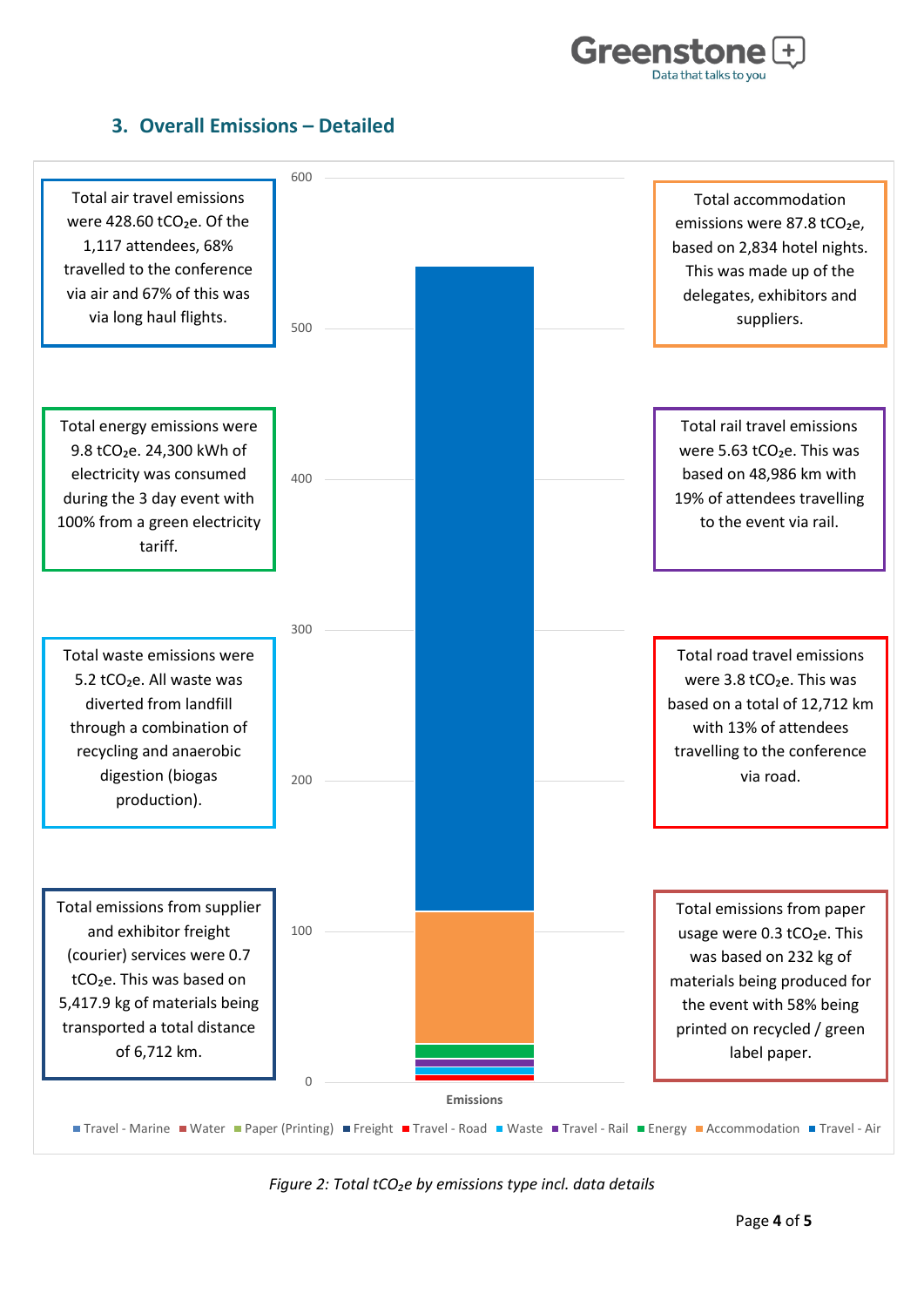## 3. Overall Emissions – Detailed

Total air travel emissions were 428.60 $tCO_2e$. Of the 1,117 attendees, 68% travelled to the conference via air and 67% of this was via long haul flights.

Total accommodation emissions were 87.8 $tCO_2e$, based on 2,834 hotel nights. This was made up of the delegates, exhibitors and suppliers.

Total energy emissions were 9.8 $tCO_2e$. 24,300 kWh of electricity was consumed during the 3 day event with 100% from a green electricity tariff.

Total rail travel emissions were 5.63 $tCO_2e$. This was based on 48,986 km with 19% of attendees travelling to the event via rail.

Total waste emissions were 5.2 $tCO_2e$. All waste was diverted from landfill through a combination of recycling and anaerobic digestion (biogas production).

Total road travel emissions were 3.8 $tCO_2e$. This was based on a total of 12,712 km with 13% of attendees travelling to the conference via road.

Total emissions from supplier and exhibitor freight (courier) services were 0.7 $tCO_2e$. This was based on 5,417.9 kg of materials being transported a total distance of 6,712 km.

Total emissions from paper usage were 0.3 $tCO_2e$. This was based on 232 kg of materials being produced for the event with 58% being printed on recycled / green label paper.

Emissions

Travel - Marine, Water, Paper (Printing), Freight, Travel - Road, Waste, Travel - Rail, Energy, Accommodation, Travel - Air

*Figure 2: Total $tCO_2e$ by emissions type incl. data details*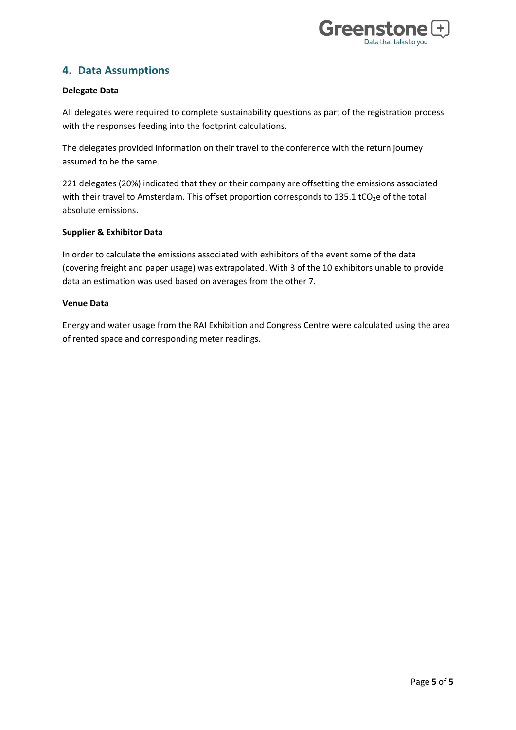## 4. Data Assumptions

**Delegate Data**

All delegates were required to complete sustainability questions as part of the registration process with the responses feeding into the footprint calculations.

The delegates provided information on their travel to the conference with the return journey assumed to be the same.

221 delegates (20%) indicated that they or their company are offsetting the emissions associated with their travel to Amsterdam. This offset proportion corresponds to 135.1 $tCO_2e$ of the total absolute emissions.

**Supplier & Exhibitor Data**

In order to calculate the emissions associated with exhibitors of the event some of the data (covering freight and paper usage) was extrapolated. With 3 of the 10 exhibitors unable to provide data an estimation was used based on averages from the other 7.

**Venue Data**

Energy and water usage from the RAI Exhibition and Congress Centre were calculated using the area of rented space and corresponding meter readings.